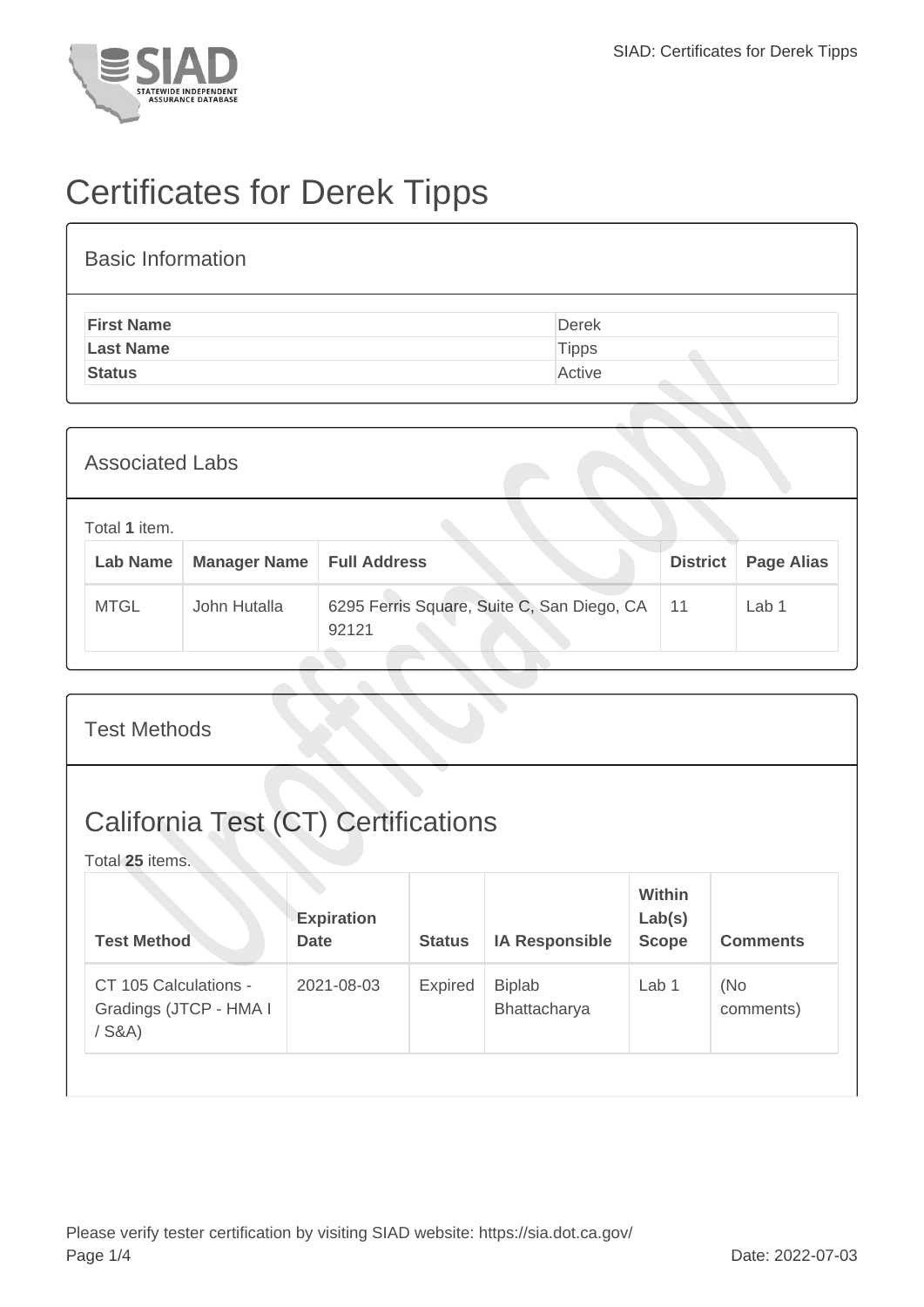# Certificates for Derek Tipps

## Basic Information

| | |
|---|---|
| **First Name** | Derek |
| **Last Name** | Tipps |
| **Status** | Active |

## Associated Labs

Total **1** item.

| Lab Name | Manager Name | Full Address | District | Page Alias |
|---|---|---|---|---|
| MTGL | John Hutalla | 6295 Ferris Square, Suite C, San Diego, CA 92121 | 11 | Lab 1 |

## Test Methods

## California Test (CT) Certifications

Total **25** items.

| Test Method | Expiration Date | Status | IA Responsible | Within Lab(s) Scope | Comments |
|---|---|---|---|---|---|
| CT 105 Calculations - Gradings (JTCP - HMA I / S&A) | 2021-08-03 | Expired | Biplab Bhattacharya | Lab 1 | (No comments) |

Please verify tester certification by visiting SIAD website: https://sia.dot.ca.gov/

Date: 2022-07-03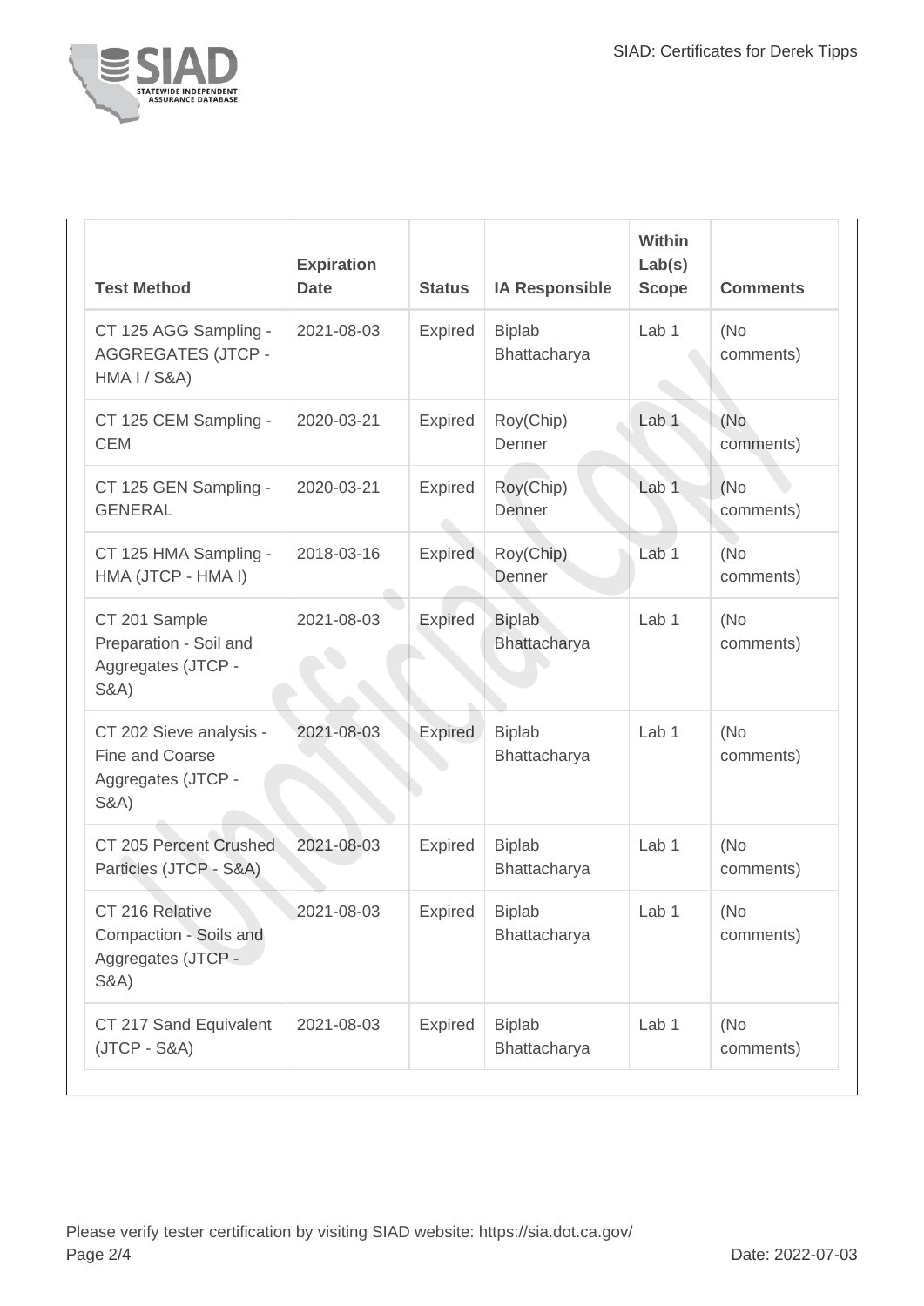| Test Method | Expiration Date | Status | IA Responsible | Within Lab(s) Scope | Comments |
| --- | --- | --- | --- | --- | --- |
| CT 125 AGG Sampling - AGGREGATES (JTCP - HMA I / S&A) | 2021-08-03 | Expired | Biplab Bhattacharya | Lab 1 | (No comments) |
| CT 125 CEM Sampling - CEM | 2020-03-21 | Expired | Roy(Chip) Denner | Lab 1 | (No comments) |
| CT 125 GEN Sampling - GENERAL | 2020-03-21 | Expired | Roy(Chip) Denner | Lab 1 | (No comments) |
| CT 125 HMA Sampling - HMA (JTCP - HMA I) | 2018-03-16 | Expired | Roy(Chip) Denner | Lab 1 | (No comments) |
| CT 201 Sample Preparation - Soil and Aggregates (JTCP - S&A) | 2021-08-03 | Expired | Biplab Bhattacharya | Lab 1 | (No comments) |
| CT 202 Sieve analysis - Fine and Coarse Aggregates (JTCP - S&A) | 2021-08-03 | Expired | Biplab Bhattacharya | Lab 1 | (No comments) |
| CT 205 Percent Crushed Particles (JTCP - S&A) | 2021-08-03 | Expired | Biplab Bhattacharya | Lab 1 | (No comments) |
| CT 216 Relative Compaction - Soils and Aggregates (JTCP - S&A) | 2021-08-03 | Expired | Biplab Bhattacharya | Lab 1 | (No comments) |
| CT 217 Sand Equivalent (JTCP - S&A) | 2021-08-03 | Expired | Biplab Bhattacharya | Lab 1 | (No comments) |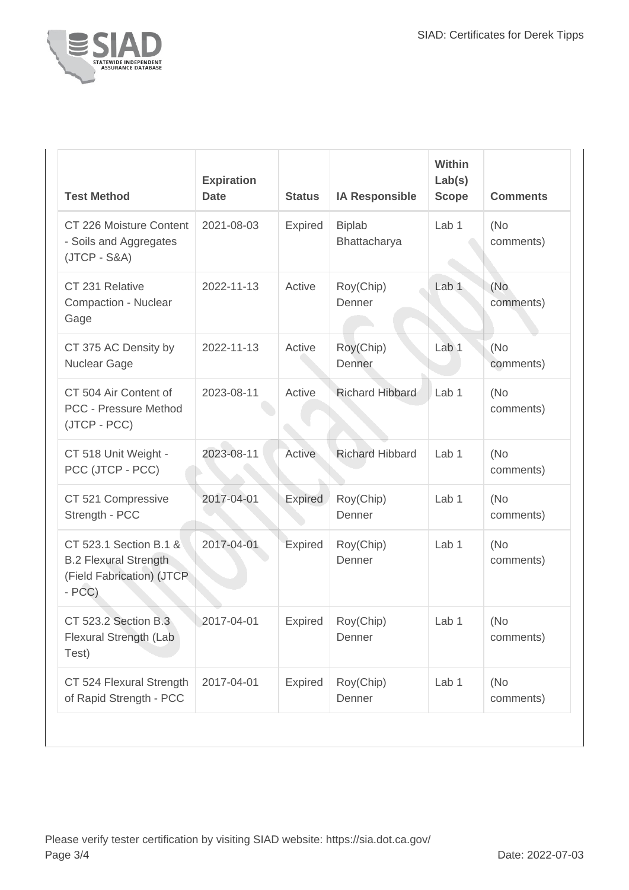| Test Method | Expiration Date | Status | IA Responsible | Within Lab(s) Scope | Comments |
| --- | --- | --- | --- | --- | --- |
| CT 226 Moisture Content - Soils and Aggregates (JTCP - S&A) | 2021-08-03 | Expired | Biplab Bhattacharya | Lab 1 | (No comments) |
| CT 231 Relative Compaction - Nuclear Gage | 2022-11-13 | Active | Roy(Chip) Denner | Lab 1 | (No comments) |
| CT 375 AC Density by Nuclear Gage | 2022-11-13 | Active | Roy(Chip) Denner | Lab 1 | (No comments) |
| CT 504 Air Content of PCC - Pressure Method (JTCP - PCC) | 2023-08-11 | Active | Richard Hibbard | Lab 1 | (No comments) |
| CT 518 Unit Weight - PCC (JTCP - PCC) | 2023-08-11 | Active | Richard Hibbard | Lab 1 | (No comments) |
| CT 521 Compressive Strength - PCC | 2017-04-01 | Expired | Roy(Chip) Denner | Lab 1 | (No comments) |
| CT 523.1 Section B.1 & B.2 Flexural Strength (Field Fabrication) (JTCP - PCC) | 2017-04-01 | Expired | Roy(Chip) Denner | Lab 1 | (No comments) |
| CT 523.2 Section B.3 Flexural Strength (Lab Test) | 2017-04-01 | Expired | Roy(Chip) Denner | Lab 1 | (No comments) |
| CT 524 Flexural Strength of Rapid Strength - PCC | 2017-04-01 | Expired | Roy(Chip) Denner | Lab 1 | (No comments) |

Please verify tester certification by visiting SIAD website: https://sia.dot.ca.gov/

Date: 2022-07-03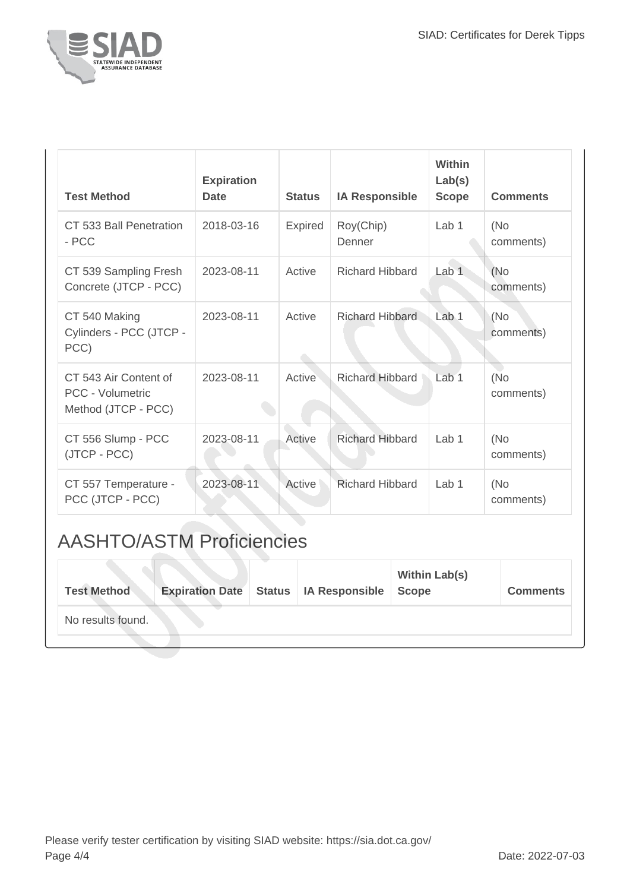| Test Method | Expiration Date | Status | IA Responsible | Within Lab(s) Scope | Comments |
| --- | --- | --- | --- | --- | --- |
| CT 533 Ball Penetration - PCC | 2018-03-16 | Expired | Roy(Chip) Denner | Lab 1 | (No comments) |
| CT 539 Sampling Fresh Concrete (JTCP - PCC) | 2023-08-11 | Active | Richard Hibbard | Lab 1 | (No comments) |
| CT 540 Making Cylinders - PCC (JTCP - PCC) | 2023-08-11 | Active | Richard Hibbard | Lab 1 | (No comments) |
| CT 543 Air Content of PCC - Volumetric Method (JTCP - PCC) | 2023-08-11 | Active | Richard Hibbard | Lab 1 | (No comments) |
| CT 556 Slump - PCC (JTCP - PCC) | 2023-08-11 | Active | Richard Hibbard | Lab 1 | (No comments) |
| CT 557 Temperature - PCC (JTCP - PCC) | 2023-08-11 | Active | Richard Hibbard | Lab 1 | (No comments) |

## AASHTO/ASTM Proficiencies

| Test Method | Expiration Date | Status | IA Responsible | Within Lab(s) Scope | Comments |
| --- | --- | --- | --- | --- | --- |
| No results found. | | | | | |

Please verify tester certification by visiting SIAD website: https://sia.dot.ca.gov/

Date: 2022-07-03